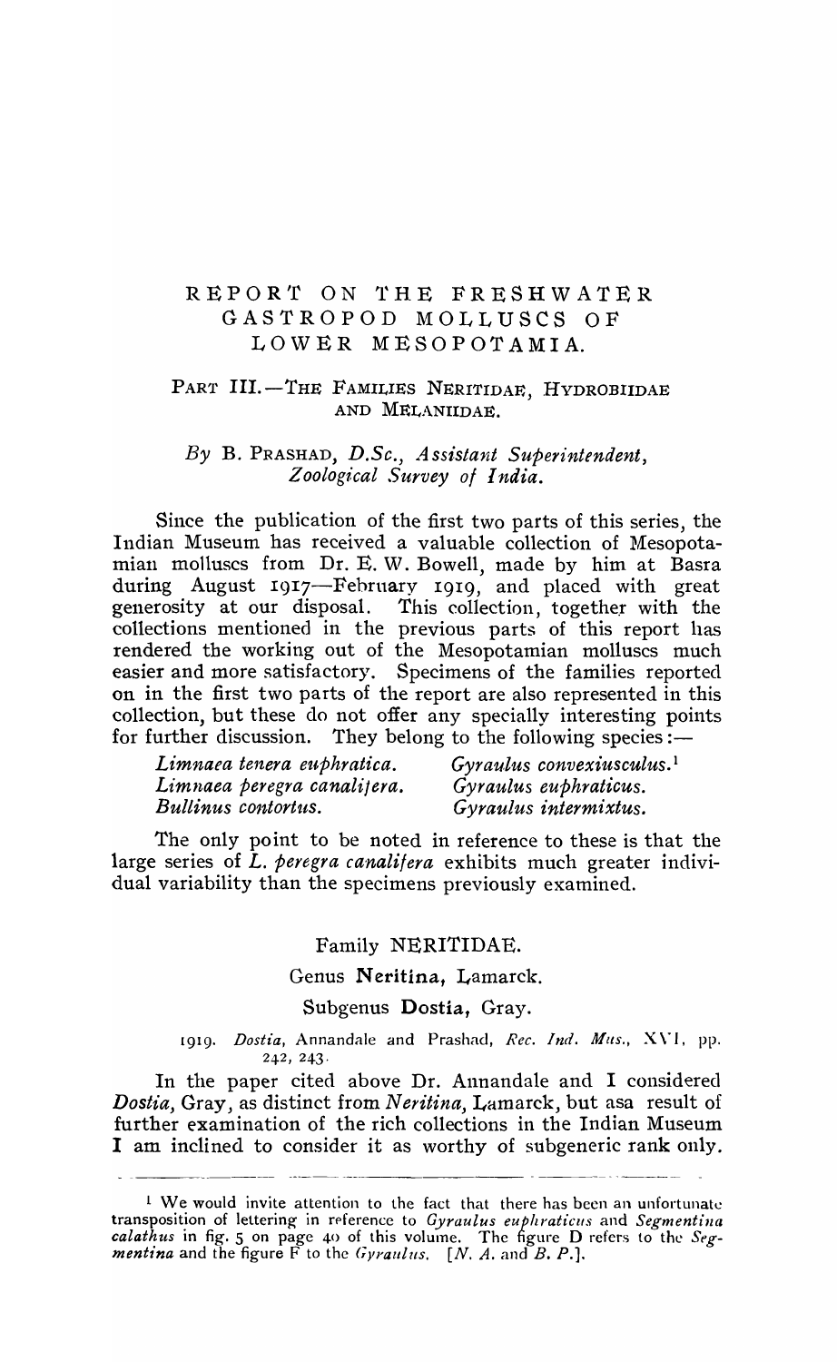# REPORT ON THE FRESHWATER GASTROPOD MOLLUSCS OF LOWER MESOPOTAMIA.

## PART III.—THE FAMILIES NERITIDAE, HYDROBIIDAE AND MELANIIDAE.

*By* B. PRASHAD, *D.Sc., Assistant Superintendent, Zoological Survey of India.*

Since the publication of the first two parts of this series, the Indian Museum has received a valuable collection of Mesopotamian molluscs from Dr. E. W. Bowell, made by him at Basra during August 1917—February 1919, and placed with great generosity at our disposal. This collection, together with the collections mentioned in the previous parts of this report has rendered the working out of the Mesopotamian molluscs much easier and more satisfactory. Specimens of the families reported on in the first two parts of the report are also represented in this collection, but these do not offer any specially interesting points for further discussion. They belong to the following species:—

| | |
|---|---|
| *Limnaea tenera euphratica.* | *Gyraulus convexiusculus.*[1] |
| *Limnaea peregra canalifera.* | *Gyraulus euphraticus.* |
| *Bullinus contortus.* | *Gyraulus intermixtus.* |

The only point to be noted in reference to these is that the large series of *L. peregra canalifera* exhibits much greater individual variability than the specimens previously examined.

### Family NERITIDAE.

#### Genus Neritina, Lamarck.

#### Subgenus Dostia, Gray.

1919. *Dostia*, Annandale and Prashad, *Rec. Ind. Mus.*, XVI, pp. 242, 243.

In the paper cited above Dr. Annandale and I considered *Dostia*, Gray, as distinct from *Neritina*, Lamarck, but asa result of further examination of the rich collections in the Indian Museum I am inclined to consider it as worthy of subgeneric rank only.

---

[1] We would invite attention to the fact that there has been an unfortunate transposition of lettering in reference to *Gyraulus euphraticus* and *Segmentina calathus* in fig. 5 on page 40 of this volume. The figure D refers to the *Segmentina* and the figure F to the *Gyraulus*. [*N. A.* and *B. P.*].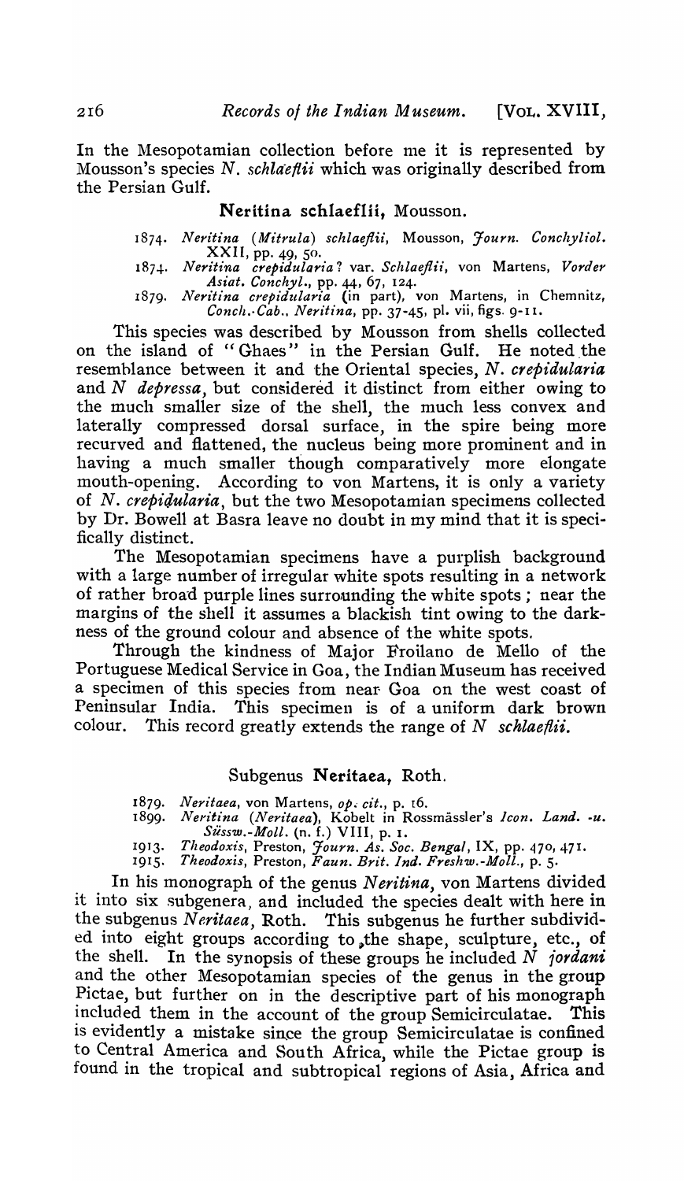In the Mesopotamian collection before me it is represented by Mousson's species *N. schlaeflii* which was originally described from the Persian Gulf.

### Neritina schlaeflii, Mousson.

1874. *Neritina* (*Mitrula*) *schlaeflii*, Mousson, *Journ. Conchyliol.* XXII, pp. 49, 50.
1874. *Neritina crepidularia*? var. *Schlaeflii*, von Martens, *Vorder Asiat. Conchyl.*, pp. 44, 67, 124.
1879. *Neritina crepidularia* (in part), von Martens, in Chemnitz, *Conch.-Cab.*, *Neritina*, pp. 37-45, pl. vii, figs. 9-11.

This species was described by Mousson from shells collected on the island of "Ghaes" in the Persian Gulf. He noted the resemblance between it and the Oriental species, *N. crepidularia* and *N depressa*, but considered it distinct from either owing to the much smaller size of the shell, the much less convex and laterally compressed dorsal surface, in the spire being more recurved and flattened, the nucleus being more prominent and in having a much smaller though comparatively more elongate mouth-opening. According to von Martens, it is only a variety of *N. crepidularia*, but the two Mesopotamian specimens collected by Dr. Bowell at Basra leave no doubt in my mind that it is specifically distinct.

The Mesopotamian specimens have a purplish background with a large number of irregular white spots resulting in a network of rather broad purple lines surrounding the white spots; near the margins of the shell it assumes a blackish tint owing to the darkness of the ground colour and absence of the white spots.

Through the kindness of Major Froilano de Mello of the Portuguese Medical Service in Goa, the Indian Museum has received a specimen of this species from near Goa on the west coast of Peninsular India. This specimen is of a uniform dark brown colour. This record greatly extends the range of *N schlaeflii*.

### Subgenus Neritaea, Roth.

1879. *Neritaea*, von Martens, *op. cit.*, p. 16.
1899. *Neritina* (*Neritaea*), Kobelt in Rossmässler's *Icon. Land. -u. Süssw.-Moll.* (n. f.) VIII, p. 1.
1913. *Theodoxis*, Preston, *Journ. As. Soc. Bengal*, IX, pp. 470, 471.
1915. *Theodoxis*, Preston, *Faun. Brit. Ind. Freshw.-Moll.*, p. 5.

In his monograph of the genus *Neritina*, von Martens divided it into six subgenera, and included the species dealt with here in the subgenus *Neritaea*, Roth. This subgenus he further subdivided into eight groups according to the shape, sculpture, etc., of the shell. In the synopsis of these groups he included *N jordani* and the other Mesopotamian species of the genus in the group Pictae, but further on in the descriptive part of his monograph included them in the account of the group Semicirculatae. This is evidently a mistake since the group Semicirculatae is confined to Central America and South Africa, while the Pictae group is found in the tropical and subtropical regions of Asia, Africa and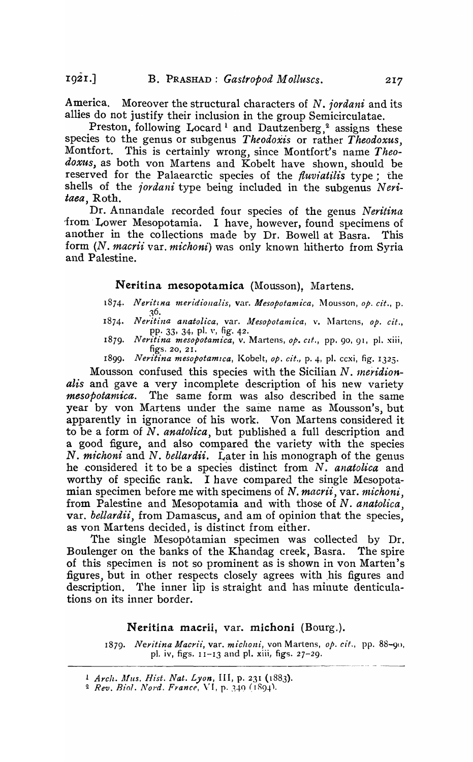America. Moreover the structural characters of *N. jordani* and its allies do not justify their inclusion in the group Semicirculatae.

Preston, following Locard [1] and Dautzenberg,[2] assigns these species to the genus or subgenus *Theodoxis* or rather *Theodoxus*, Montfort. This is certainly wrong, since Montfort's name *Theodoxus*, as both von Martens and Kobelt have shown, should be reserved for the Palaearctic species of the *fluviatilis* type; the shells of the *jordani* type being included in the subgenus *Neritaea*, Roth.

Dr. Annandale recorded four species of the genus *Neritina* from Lower Mesopotamia. I have, however, found specimens of another in the collections made by Dr. Bowell at Basra. This form (*N. macrii* var. *michoni*) was only known hitherto from Syria and Palestine.

### Neritina mesopotamica (Mousson), Martens.

1874. *Neritina meridionalis*, var. *Mesopotamica*, Mousson, *op. cit.*, p. 36.
1874. *Neritina anatolica*, var. *Mesopotamica*, v. Martens, *op. cit.*, pp. 33, 34, pl. v, fig. 42.
1879. *Neritina mesopotamica*, v. Martens, *op. cit.*, pp. 90, 91, pl. xiii, figs. 20, 21.
1899. *Neritina mesopotamica*, Kobelt, *op. cit.*, p. 4, pl. ccxi, fig. 1325.

Mousson confused this species with the Sicilian *N. meridionalis* and gave a very incomplete description of his new variety *mesopotamica*. The same form was also described in the same year by von Martens under the same name as Mousson's, but apparently in ignorance of his work. Von Martens considered it to be a form of *N. anatolica*, but published a full description and a good figure, and also compared the variety with the species *N. michoni* and *N. bellardii*. Later in his monograph of the genus he considered it to be a species distinct from *N. anatolica* and worthy of specific rank. I have compared the single Mesopotamian specimen before me with specimens of *N. macrii*, var. *michoni*, from Palestine and Mesopotamia and with those of *N. anatolica*, var. *bellardii*, from Damascus, and am of opinion that the species, as von Martens decided, is distinct from either.

The single Mesopotamian specimen was collected by Dr. Boulenger on the banks of the Khandag creek, Basra. The spire of this specimen is not so prominent as is shown in von Marten's figures, but in other respects closely agrees with his figures and description. The inner lip is straight and has minute denticulations on its inner border.

### Neritina macrii, var. michoni (Bourg.).

1879. *Neritina Macrii*, var. *michoni*, von Martens, *op. cit.*, pp. 88–90, pl. iv, figs. 11–13 and pl. xiii, figs. 27–29.

---

[1] *Arch. Mus. Hist. Nat. Lyon*, III, p. 231 (1883).

[2] *Rev. Biol. Nord. France*, VI, p. 349 (1894).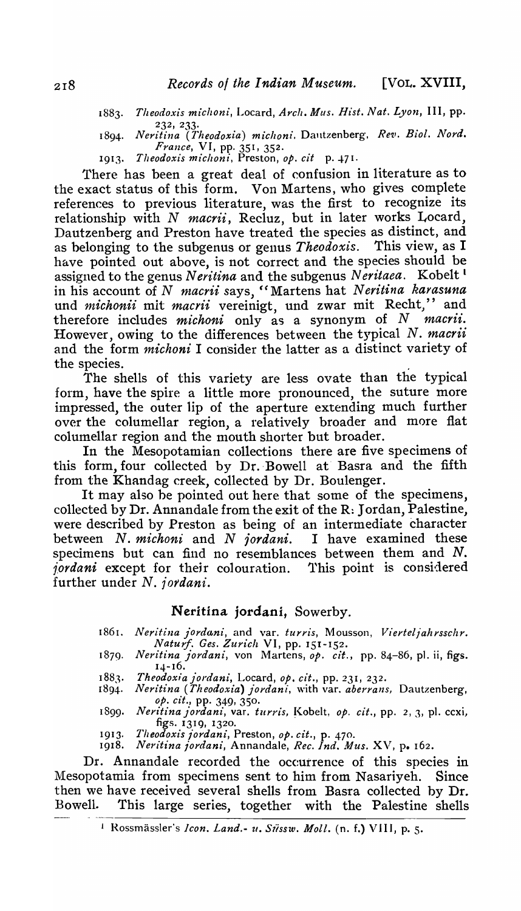1883. *Theodoxis michoni*, Locard, *Arch. Mus. Hist. Nat. Lyon*, III, pp. 232, 233.

1894. *Neritina (Theodoxia) michoni*, Dautzenberg, *Rev. Biol. Nord. France*, VI, pp. 351, 352.

1913. *Theodoxis michoni*, Preston, *op. cit* p. 471.

There has been a great deal of confusion in literature as to the exact status of this form. Von Martens, who gives complete references to previous literature, was the first to recognize its relationship with *N macrii*, Recluz, but in later works Locard, Dautzenberg and Preston have treated the species as distinct, and as belonging to the subgenus or genus *Theodoxis*. This view, as I have pointed out above, is not correct and the species should be assigned to the genus *Neritina* and the subgenus *Neritaea*. Kobelt[1] in his account of *N macrii* says, "Martens hat *Neritina karasuna* und *michonii* mit *macrii* vereinigt, und zwar mit Recht," and therefore includes *michoni* only as a synonym of *N macrii*. However, owing to the differences between the typical *N. macrii* and the form *michoni* I consider the latter as a distinct variety of the species.

The shells of this variety are less ovate than the typical form, have the spire a little more pronounced, the suture more impressed, the outer lip of the aperture extending much further over the columellar region, a relatively broader and more flat columellar region and the mouth shorter but broader.

In the Mesopotamian collections there are five specimens of this form, four collected by Dr. Bowell at Basra and the fifth from the Khandag creek, collected by Dr. Boulenger.

It may also be pointed out here that some of the specimens, collected by Dr. Annandale from the exit of the R. Jordan, Palestine, were described by Preston as being of an intermediate character between *N. michoni* and *N jordani*. I have examined these specimens but can find no resemblances between them and *N. jordani* except for their colouration. This point is considered further under *N. jordani*.

## Neritina jordani, Sowerby.

1861. *Neritina jordani*, and var. *turris*, Mousson, *Vierteljahrsschr. Naturf. Ges. Zurich* VI, pp. 151-152.

1879. *Neritina jordani*, von Martens, *op. cit.*, pp. 84-86, pl. ii, figs. 14-16.

1883. *Theodoxia jordani*, Locard, *op. cit.*, pp. 231, 232.

1894. *Neritina (Theodoxia) jordani*, with var. *aberrans*, Dautzenberg, *op. cit.*, pp. 349, 350.

1899. *Neritina jordani*, var. *turris*, Kobelt, *op. cit.*, pp. 2, 3, pl. ccxi, figs. 1319, 1320.

1913. *Theodoxis jordani*, Preston, *op. cit.*, p. 470.

1918. *Neritina jordani*, Annandale, *Rec. Ind. Mus.* XV, p. 162.

Dr. Annandale recorded the occurrence of this species in Mesopotamia from specimens sent to him from Nasariyeh. Since then we have received several shells from Basra collected by Dr. Bowell. This large series, together with the Palestine shells

[1] Rossmässler's *Icon. Land.- u. Süssw. Moll.* (n. f.) VIII, p. 5.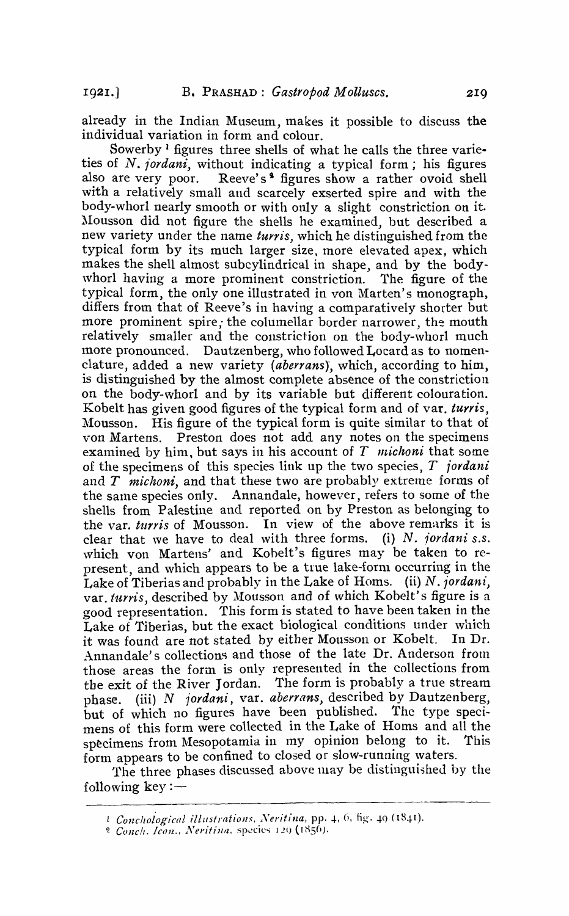already in the Indian Museum, makes it possible to discuss the individual variation in form and colour.

Sowerby [1] figures three shells of what he calls the three varieties of *N. jordani*, without indicating a typical form; his figures also are very poor. Reeve's [2] figures show a rather ovoid shell with a relatively small and scarcely exserted spire and with the body-whorl nearly smooth or with only a slight constriction on it. Mousson did not figure the shells he examined, but described a new variety under the name *turris*, which he distinguished from the typical form by its much larger size, more elevated apex, which makes the shell almost subcylindrical in shape, and by the body-whorl having a more prominent constriction. The figure of the typical form, the only one illustrated in von Marten's monograph, differs from that of Reeve's in having a comparatively shorter but more prominent spire, the columellar border narrower, the mouth relatively smaller and the constriction on the body-whorl much more pronounced. Dautzenberg, who followed Locard as to nomenclature, added a new variety (*aberrans*), which, according to him, is distinguished by the almost complete absence of the constriction on the body-whorl and by its variable but different colouration. Kobelt has given good figures of the typical form and of var. *turris*, Mousson. His figure of the typical form is quite similar to that of von Martens. Preston does not add any notes on the specimens examined by him, but says in his account of *T michoni* that some of the specimens of this species link up the two species, *T jordani* and *T michoni*, and that these two are probably extreme forms of the same species only. Annandale, however, refers to some of the shells from Palestine and reported on by Preston as belonging to the var. *turris* of Mousson. In view of the above remarks it is clear that we have to deal with three forms. (i) *N. jordani s.s.* which von Martens' and Kobelt's figures may be taken to represent, and which appears to be a true lake-form occurring in the Lake of Tiberias and probably in the Lake of Homs. (ii) *N. jordani*, var. *turris*, described by Mousson and of which Kobelt's figure is a good representation. This form is stated to have been taken in the Lake of Tiberias, but the exact biological conditions under which it was found are not stated by either Mousson or Kobelt. In Dr. Annandale's collections and those of the late Dr. Anderson from those areas the form is only represented in the collections from the exit of the River Jordan. The form is probably a true stream phase. (iii) *N jordani*, var. *aberrans*, described by Dautzenberg, but of which no figures have been published. The type specimens of this form were collected in the Lake of Homs and all the specimens from Mesopotamia in my opinion belong to it. This form appears to be confined to closed or slow-running waters.

The three phases discussed above may be distinguished by the following key:—

---

[1] *Conchological illustrations, Neritina*, pp. 4, 6, fig. 49 (1841).

[2] *Conch. Icon., Neritina*, species 129 (1856).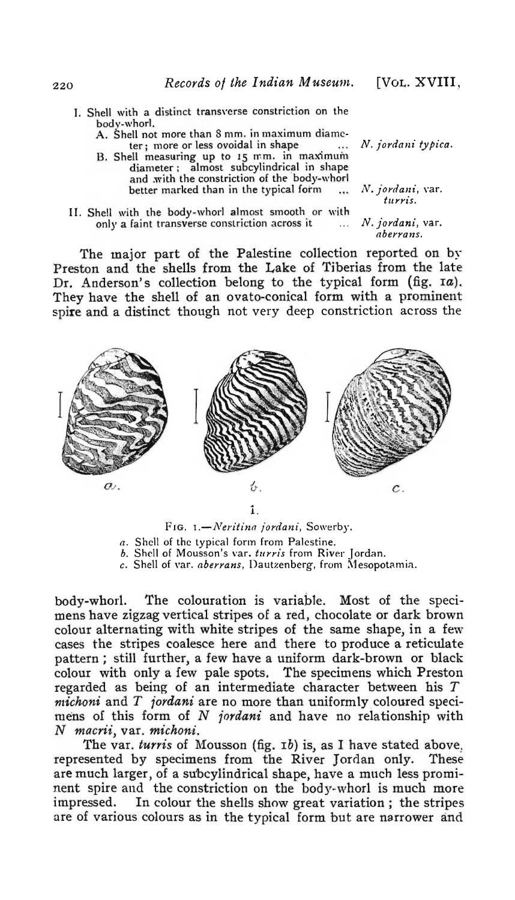I. Shell with a distinct transverse constriction on the body-whorl.
   - A. Shell not more than 8 mm. in maximum diameter; more or less ovoidal in shape ... *N. jordani typica.*
   - B. Shell measuring up to 15 mm. in maximum diameter; almost subcylindrical in shape and with the constriction of the body-whorl better marked than in the typical form ... *N. jordani*, var. *turris.*

II. Shell with the body-whorl almost smooth or with only a faint transverse constriction across it ... *N. jordani*, var. *aberrans.*

The major part of the Palestine collection reported on by Preston and the shells from the Lake of Tiberias from the late Dr. Anderson's collection belong to the typical form (fig. 1*a*). They have the shell of an ovato-conical form with a prominent spire and a distinct though not very deep constriction across the body-whorl. The colouration is variable. Most of the specimens have zigzag vertical stripes of a red, chocolate or dark brown colour alternating with white stripes of the same shape, in a few cases the stripes coalesce here and there to produce a reticulate pattern; still further, a few have a uniform dark-brown or black colour with only a few pale spots. The specimens which Preston regarded as being of an intermediate character between his *T michoni* and *T jordani* are no more than uniformly coloured specimens of this form of *N jordani* and have no relationship with *N macrii*, var. *michoni*.

FIG. 1.—*Neritina jordani*, Sowerby.

*a*. Shell of the typical form from Palestine.
*b*. Shell of Mousson's var. *turris* from River Jordan.
*c*. Shell of var. *aberrans*, Dautzenberg, from Mesopotamia.

The var. *turris* of Mousson (fig. 1*b*) is, as I have stated above, represented by specimens from the River Jordan only. These are much larger, of a subcylindrical shape, have a much less prominent spire and the constriction on the body-whorl is much more impressed. In colour the shells show great variation; the stripes are of various colours as in the typical form but are narrower and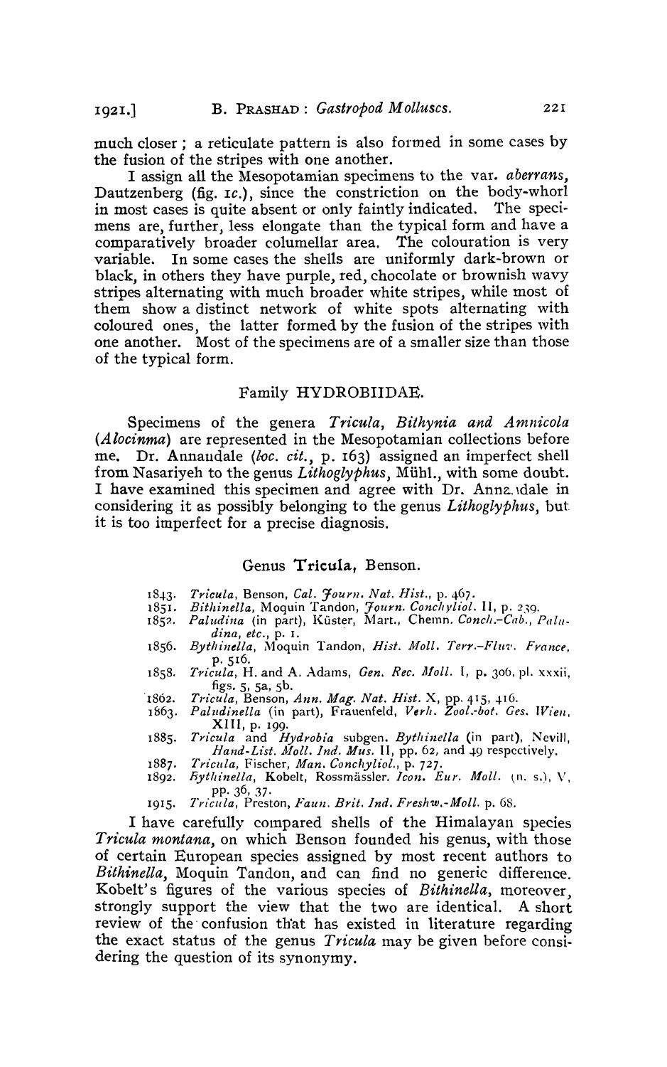much closer; a reticulate pattern is also formed in some cases by the fusion of the stripes with one another.

I assign all the Mesopotamian specimens to the var. *aberrans*, Dautzenberg (fig. 1c.), since the constriction on the body-whorl in most cases is quite absent or only faintly indicated. The specimens are, further, less elongate than the typical form and have a comparatively broader columellar area. The colouration is very variable. In some cases the shells are uniformly dark-brown or black, in others they have purple, red, chocolate or brownish wavy stripes alternating with much broader white stripes, while most of them show a distinct network of white spots alternating with coloured ones, the latter formed by the fusion of the stripes with one another. Most of the specimens are of a smaller size than those of the typical form.

## Family HYDROBIIDAE.

Specimens of the genera *Tricula*, *Bithynia and Amnicola* (*Alocinma*) are represented in the Mesopotamian collections before me. Dr. Annandale (*loc. cit.*, p. 163) assigned an imperfect shell from Nasariyeh to the genus *Lithoglyphus*, Mühl., with some doubt. I have examined this specimen and agree with Dr. Annandale in considering it as possibly belonging to the genus *Lithoglyphus*, but it is too imperfect for a precise diagnosis.

### Genus **Tricula**, Benson.

- 1843. *Tricula*, Benson, *Cal. Journ. Nat. Hist.*, p. 467.
- 1851. *Bithinella*, Moquin Tandon, *Journ. Conchyliol.* II, p. 239.
- 1852. *Paludina* (in part), Küster, Mart., Chemn. *Conch.-Cab.*, *Paludina, etc.*, p. 1.
- 1856. *Bythinella*, Moquin Tandon, *Hist. Moll. Terr.-Fluv. France*, p. 516.
- 1858. *Tricula*, H. and A. Adams, *Gen. Rec. Moll.* I, p. 306, pl. xxxii, figs. 5, 5a, 5b.
- 1862. *Tricula*, Benson, *Ann. Mag. Nat. Hist.* X, pp. 415, 416.
- 1863. *Paludinella* (in part), Frauenfeld, *Verh. Zool.-bot. Ges. Wien*, XIII, p. 199.
- 1885. *Tricula* and *Hydrobia* subgen. *Bythinella* (in part), Nevill, *Hand-List. Moll. Ind. Mus.* II, pp. 62, and 49 respectively.
- 1887. *Tricula*, Fischer, *Man. Conchyliol.*, p. 727.
- 1892. *Bythinella*, Kobelt, Rossmässler. *Icon. Eur. Moll.* (n. s.), V, pp. 36, 37.
- 1915. *Tricula*, Preston, *Faun. Brit. Ind. Freshw.-Moll.* p. 68.

I have carefully compared shells of the Himalayan species *Tricula montana*, on which Benson founded his genus, with those of certain European species assigned by most recent authors to *Bithinella*, Moquin Tandon, and can find no generic difference. Kobelt's figures of the various species of *Bithinella*, moreover, strongly support the view that the two are identical. A short review of the confusion that has existed in literature regarding the exact status of the genus *Tricula* may be given before considering the question of its synonymy.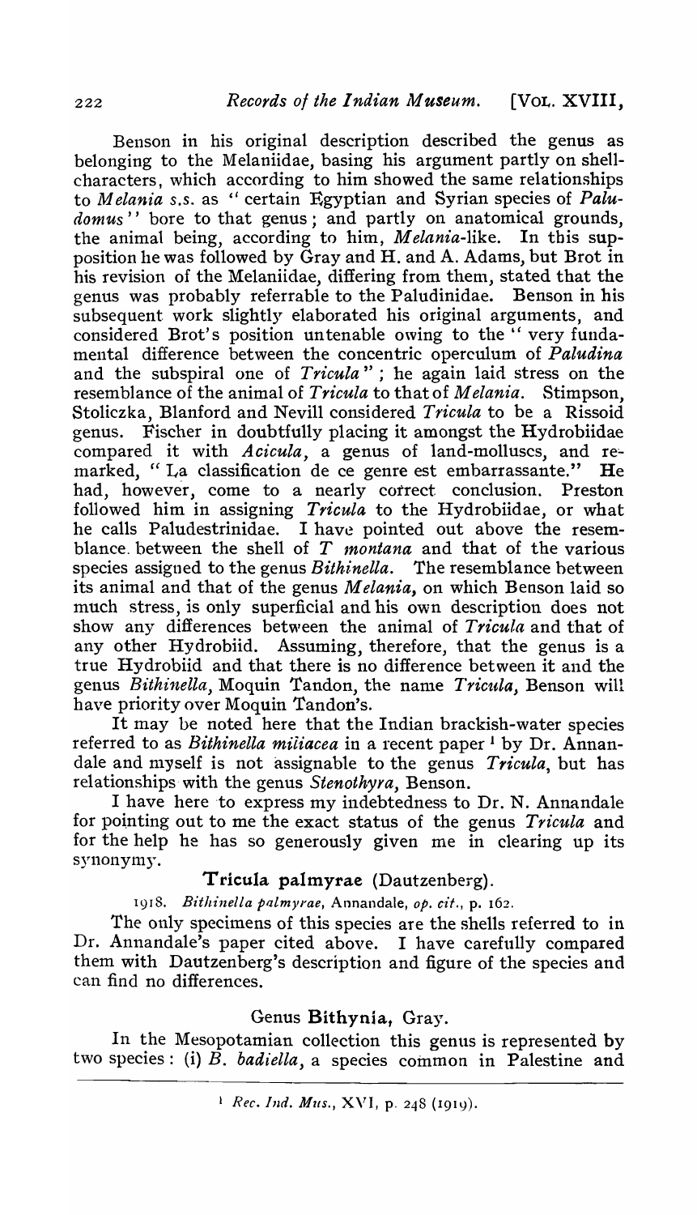Benson in his original description described the genus as belonging to the Melaniidae, basing his argument partly on shell-characters, which according to him showed the same relationships to *Melania s.s.* as "certain Egyptian and Syrian species of *Paludomus*" bore to that genus; and partly on anatomical grounds, the animal being, according to him, *Melania*-like. In this supposition he was followed by Gray and H. and A. Adams, but Brot in his revision of the Melaniidae, differing from them, stated that the genus was probably referrable to the Paludinidae. Benson in his subsequent work slightly elaborated his original arguments, and considered Brot's position untenable owing to the "very fundamental difference between the concentric operculum of *Paludina* and the subspiral one of *Tricula*"; he again laid stress on the resemblance of the animal of *Tricula* to that of *Melania*. Stimpson, Stoliczka, Blanford and Nevill considered *Tricula* to be a Rissoid genus. Fischer in doubtfully placing it amongst the Hydrobiidae compared it with *Acicula*, a genus of land-molluscs, and remarked, "La classification de ce genre est embarrassante." He had, however, come to a nearly correct conclusion. Preston followed him in assigning *Tricula* to the Hydrobiidae, or what he calls Paludestrinidae. I have pointed out above the resemblance between the shell of *T montana* and that of the various species assigned to the genus *Bithinella*. The resemblance between its animal and that of the genus *Melania*, on which Benson laid so much stress, is only superficial and his own description does not show any differences between the animal of *Tricula* and that of any other Hydrobiid. Assuming, therefore, that the genus is a true Hydrobiid and that there is no difference between it and the genus *Bithinella*, Moquin Tandon, the name *Tricula*, Benson will have priority over Moquin Tandon's.

It may be noted here that the Indian brackish-water species referred to as *Bithinella miliacea* in a recent paper[1] by Dr. Annandale and myself is not assignable to the genus *Tricula*, but has relationships with the genus *Stenothyra*, Benson.

I have here to express my indebtedness to Dr. N. Annandale for pointing out to me the exact status of the genus *Tricula* and for the help he has so generously given me in clearing up its synonymy.

### Tricula palmyrae (Dautzenberg).

1918. *Bithinella palmyrae*, Annandale, *op. cit.*, p. 162.

The only specimens of this species are the shells referred to in Dr. Annandale's paper cited above. I have carefully compared them with Dautzenberg's description and figure of the species and can find no differences.

### Genus Bithynia, Gray.

In the Mesopotamian collection this genus is represented by two species: (i) *B. badiella*, a species common in Palestine and

[1] *Rec. Ind. Mus.*, XVI, p. 248 (1919).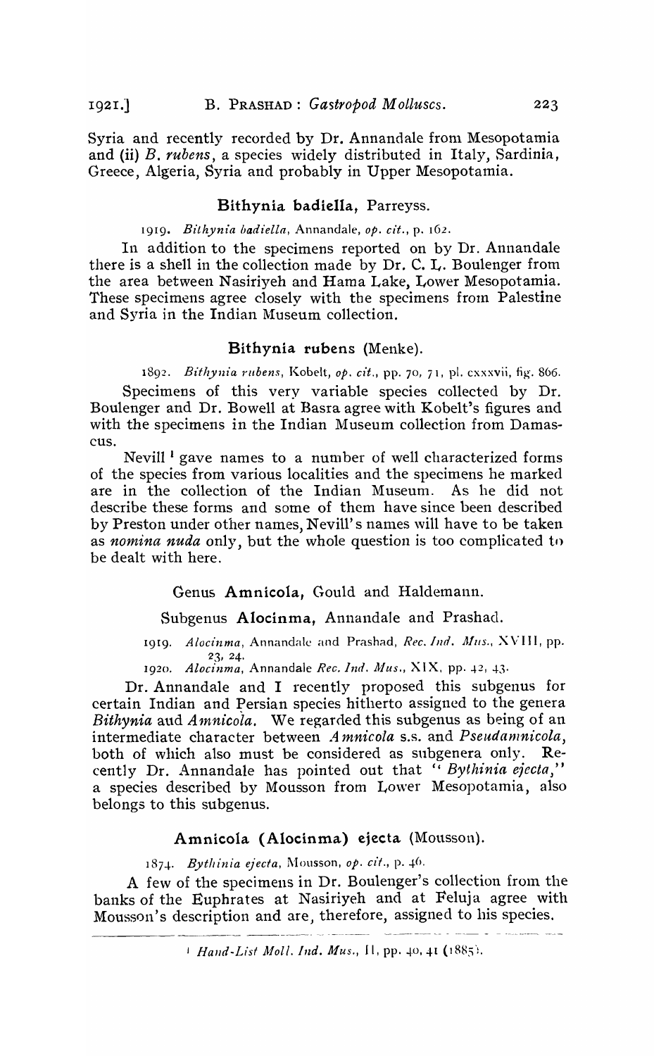Syria and recently recorded by Dr. Annandale from Mesopotamia and (ii) *B. rubens*, a species widely distributed in Italy, Sardinia, Greece, Algeria, Syria and probably in Upper Mesopotamia.

### Bithynia badiella, Parreyss.

1919. *Bithynia badiella*, Annandale, *op. cit.*, p. 162.

In addition to the specimens reported on by Dr. Annandale there is a shell in the collection made by Dr. C. L. Boulenger from the area between Nasiriyeh and Hama Lake, Lower Mesopotamia. These specimens agree closely with the specimens from Palestine and Syria in the Indian Museum collection.

### Bithynia rubens (Menke).

1892. *Bithynia rubens*, Kobelt, *op. cit.*, pp. 70, 71, pl. cxxxvii, fig. 866.

Specimens of this very variable species collected by Dr. Boulenger and Dr. Bowell at Basra agree with Kobelt's figures and with the specimens in the Indian Museum collection from Damascus.

Nevill[1] gave names to a number of well characterized forms of the species from various localities and the specimens he marked are in the collection of the Indian Museum. As he did not describe these forms and some of them have since been described by Preston under other names, Nevill's names will have to be taken as *nomina nuda* only, but the whole question is too complicated to be dealt with here.

## Genus Amnicola, Gould and Haldemann.

### Subgenus Alocinma, Annandale and Prashad.

1919. *Alocinma*, Annandale and Prashad, *Rec. Ind. Mus.*, XVIII, pp. 23, 24.

1920. *Alocinma*, Annandale *Rec. Ind. Mus.*, XIX, pp. 42, 43.

Dr. Annandale and I recently proposed this subgenus for certain Indian and Persian species hitherto assigned to the genera *Bithynia* and *Amnicola*. We regarded this subgenus as being of an intermediate character between *Amnicola* s.s. and *Pseudamnicola*, both of which also must be considered as subgenera only. Recently Dr. Annandale has pointed out that "*Bythinia ejecta*," a species described by Mousson from Lower Mesopotamia, also belongs to this subgenus.

### Amnicola (Alocinma) ejecta (Mousson).

1874. *Bythinia ejecta*, Mousson, *op. cit.*, p. 46.

A few of the specimens in Dr. Boulenger's collection from the banks of the Euphrates at Nasiriyeh and at Feluja agree with Mousson's description and are, therefore, assigned to his species.

---

[1] *Hand-List Moll. Ind. Mus.*, II, pp. 40, 41 (1885).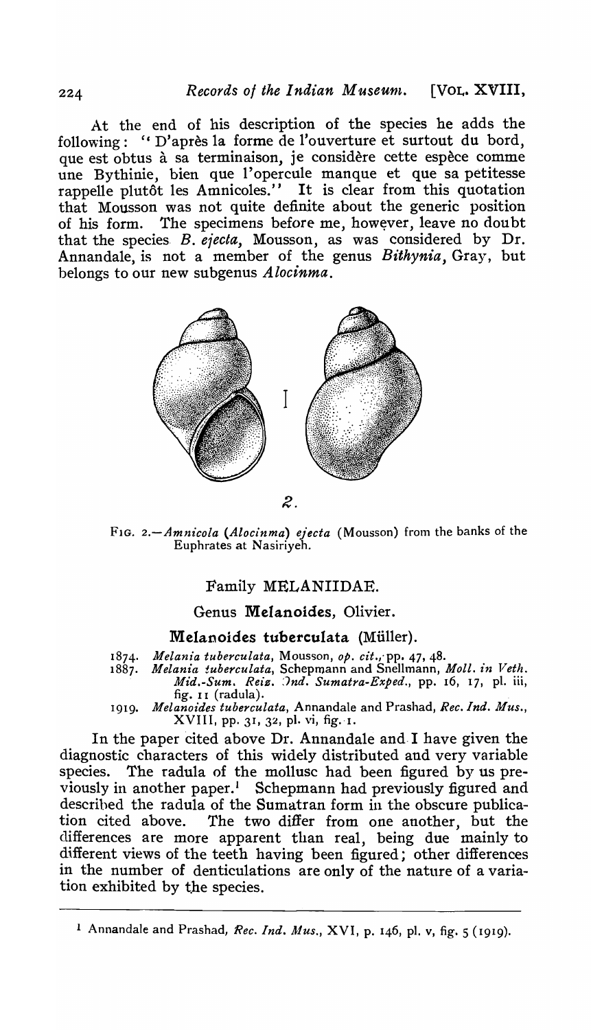At the end of his description of the species he adds the following: " D'après la forme de l'ouverture et surtout du bord, que est obtus à sa terminaison, je considère cette espèce comme une Bythinie, bien que l'opercule manque et que sa petitesse rappelle plutôt les Amnicoles." It is clear from this quotation that Mousson was not quite definite about the generic position of his form. The specimens before me, however, leave no doubt that the species *B. ejecta*, Mousson, as was considered by Dr. Annandale, is not a member of the genus *Bithynia*, Gray, but belongs to our new subgenus *Alocinma*.

FIG. 2.—*Amnicola* (*Alocinma*) *ejecta* (Mousson) from the banks of the Euphrates at Nasiriyeh.

## Family MELANIIDAE.

### Genus **Melanoides**, Olivier.

### **Melanoides tuberculata** (Müller).

1874. *Melania tuberculata*, Mousson, *op. cit.*, pp. 47, 48.
1887. *Melania tuberculata*, Schepmann and Snellmann, *Moll. in Veth. Mid.-Sum. Reiz. Ind. Sumatra-Exped.*, pp. 16, 17, pl. iii, fig. 11 (radula).
1919. *Melanoides tuberculata*, Annandale and Prashad, *Rec. Ind. Mus.*, XVIII, pp. 31, 32, pl. vi, fig. 1.

In the paper cited above Dr. Annandale and I have given the diagnostic characters of this widely distributed and very variable species. The radula of the mollusc had been figured by us previously in another paper.[1] Schepmann had previously figured and described the radula of the Sumatran form in the obscure publication cited above. The two differ from one another, but the differences are more apparent than real, being due mainly to different views of the teeth having been figured; other differences in the number of denticulations are only of the nature of a variation exhibited by the species.

---

[1] Annandale and Prashad, *Rec. Ind. Mus.*, XVI, p. 146, pl. v, fig. 5 (1919).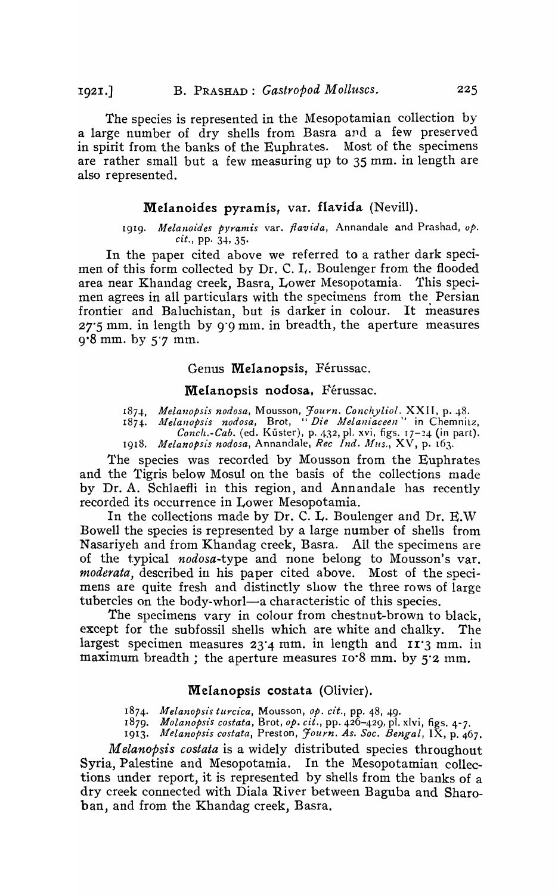The species is represented in the Mesopotamian collection by a large number of dry shells from Basra and a few preserved in spirit from the banks of the Euphrates. Most of the specimens are rather small but a few measuring up to 35 mm. in length are also represented.

### Melanoides pyramis, var. flavida (Nevill).

1919. *Melanoides pyramis* var. *flavida*, Annandale and Prashad, *op. cit.*, pp. 34, 35.

In the paper cited above we referred to a rather dark specimen of this form collected by Dr. C. L. Boulenger from the flooded area near Khandag creek, Basra, Lower Mesopotamia. This specimen agrees in all particulars with the specimens from the Persian frontier and Baluchistan, but is darker in colour. It measures 27·5 mm. in length by 9·9 mm. in breadth, the aperture measures 9·8 mm. by 5·7 mm.

## Genus Melanopsis, Férussac.

### Melanopsis nodosa, Férussac.

1874. *Melanopsis nodosa*, Mousson, *Journ. Conchyliol.* XXII, p. 48.
1874. *Melanopsis nodosa*, Brot, "*Die Melaniaceen*" in Chemnitz, *Conch.-Cab.* (ed. Küster), p. 432, pl. xvi, figs. 17–24 (in part).
1918. *Melanopsis nodosa*, Annandale, *Rec Ind. Mus.*, XV, p. 163.

The species was recorded by Mousson from the Euphrates and the Tigris below Mosul on the basis of the collections made by Dr. A. Schlaefli in this region, and Annandale has recently recorded its occurrence in Lower Mesopotamia.

In the collections made by Dr. C. L. Boulenger and Dr. E.W Bowell the species is represented by a large number of shells from Nasariyeh and from Khandag creek, Basra. All the specimens are of the typical *nodosa*-type and none belong to Mousson's var. *moderata*, described in his paper cited above. Most of the specimens are quite fresh and distinctly show the three rows of large tubercles on the body-whorl—a characteristic of this species.

The specimens vary in colour from chestnut-brown to black, except for the subfossil shells which are white and chalky. The largest specimen measures 23·4 mm. in length and 11·3 mm. in maximum breadth ; the aperture measures 10·8 mm. by 5·2 mm.

### Melanopsis costata (Olivier).

1874. *Melanopsis turcica*, Mousson, *op. cit.*, pp. 48, 49.
1879. *Molanopsis costata*, Brot, *op. cit.*, pp. 426–429, pl. xlvi, figs. 4–7.
1913. *Melanopsis costata*, Preston, *Journ. As. Soc. Bengal*, IX, p. 467.

*Melanopsis costata* is a widely distributed species throughout Syria, Palestine and Mesopotamia. In the Mesopotamian collections under report, it is represented by shells from the banks of a dry creek connected with Diala River between Baguba and Sharoban, and from the Khandag creek, Basra.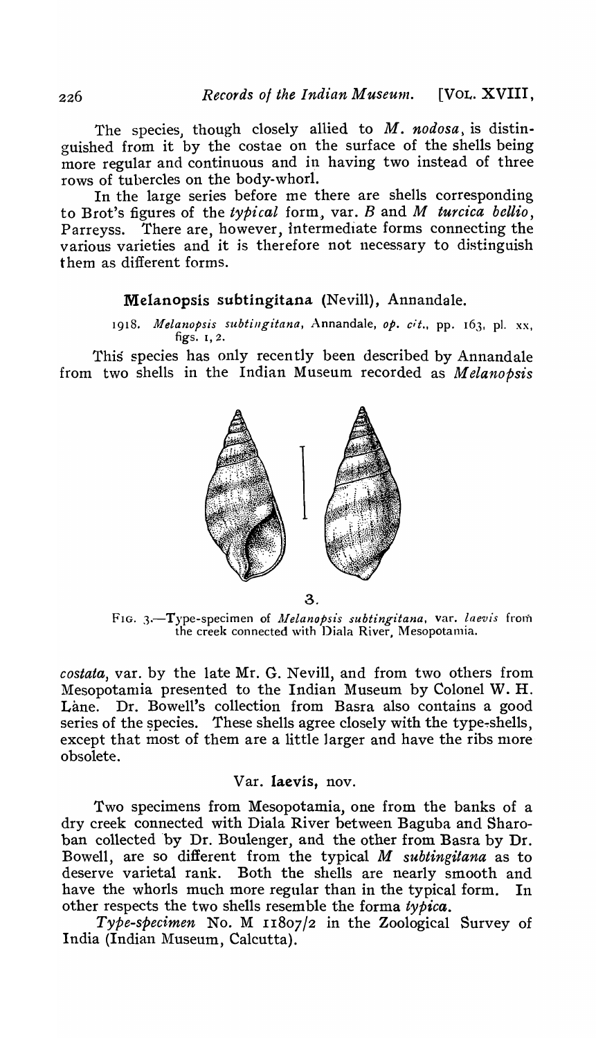The species, though closely allied to *M. nodosa*, is distinguished from it by the costae on the surface of the shells being more regular and continuous and in having two instead of three rows of tubercles on the body-whorl.

In the large series before me there are shells corresponding to Brot's figures of the *typical* form, var. *B* and *M turcica bellio*, Parreyss. There are, however, intermediate forms connecting the various varieties and it is therefore not necessary to distinguish them as different forms.

## Melanopsis subtingitana (Nevill), Annandale.

1918. *Melanopsis subtingitana*, Annandale, *op. cit.*, pp. 163, pl. xx, figs. 1, 2.

This species has only recently been described by Annandale from two shells in the Indian Museum recorded as *Melanopsis costata*, var. by the late Mr. G. Nevill, and from two others from Mesopotamia presented to the Indian Museum by Colonel W. H. Lane. Dr. Bowell's collection from Basra also contains a good series of the species. These shells agree closely with the type-shells, except that most of them are a little larger and have the ribs more obsolete.

3.

FIG. 3.—Type-specimen of *Melanopsis subtingitana*, var. *laevis* from the creek connected with Diala River, Mesopotamia.

### Var. laevis, nov.

Two specimens from Mesopotamia, one from the banks of a dry creek connected with Diala River between Baguba and Sharoban collected by Dr. Boulenger, and the other from Basra by Dr. Bowell, are so different from the typical *M subtingitana* as to deserve varietal rank. Both the shells are nearly smooth and have the whorls much more regular than in the typical form. In other respects the two shells resemble the forma *typica*.

*Type-specimen* No. M 11807/2 in the Zoological Survey of India (Indian Museum, Calcutta).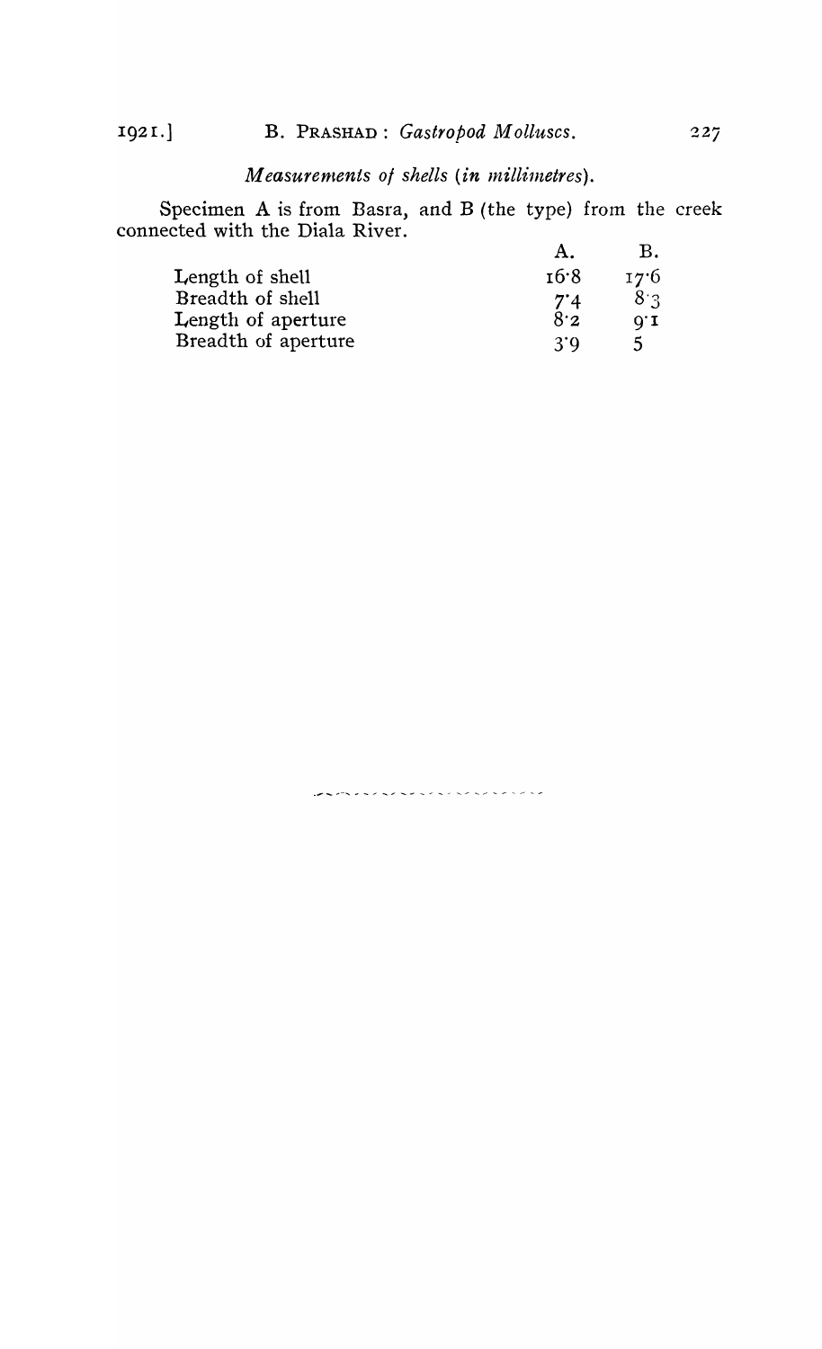*Measurements of shells (in millimetres).*

Specimen A is from Basra, and B (the type) from the creek connected with the Diala River.

| | A. | B. |
|---|---|---|
| Length of shell | 16·8 | 17·6 |
| Breadth of shell | 7·4 | 8·3 |
| Length of aperture | 8·2 | 9·1 |
| Breadth of aperture | 3·9 | 5 |